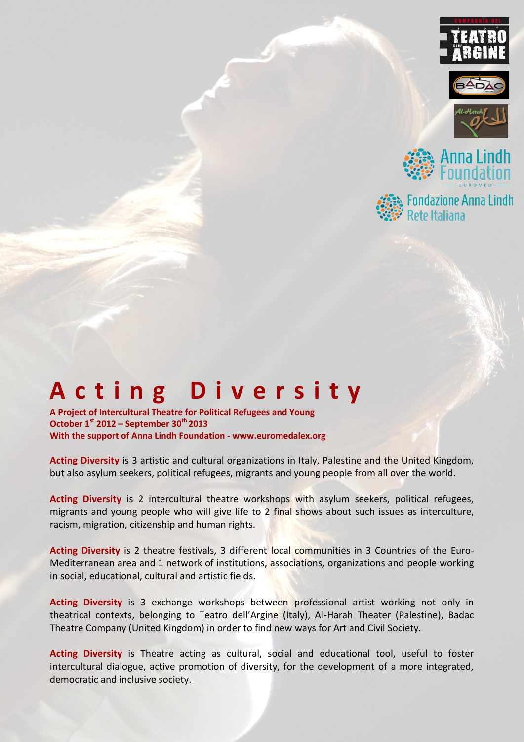# Acting Diversity

**A Project of Intercultural Theatre for Political Refugees and Young**
**October 1st 2012 – September 30th 2013**
**With the support of Anna Lindh Foundation - www.euromedalex.org**

**Acting Diversity** is 3 artistic and cultural organizations in Italy, Palestine and the United Kingdom, but also asylum seekers, political refugees, migrants and young people from all over the world.

**Acting Diversity** is 2 intercultural theatre workshops with asylum seekers, political refugees, migrants and young people who will give life to 2 final shows about such issues as interculture, racism, migration, citizenship and human rights.

**Acting Diversity** is 2 theatre festivals, 3 different local communities in 3 Countries of the Euro-Mediterranean area and 1 network of institutions, associations, organizations and people working in social, educational, cultural and artistic fields.

**Acting Diversity** is 3 exchange workshops between professional artist working not only in theatrical contexts, belonging to Teatro dell'Argine (Italy), Al-Harah Theater (Palestine), Badac Theatre Company (United Kingdom) in order to find new ways for Art and Civil Society.

**Acting Diversity** is Theatre acting as cultural, social and educational tool, useful to foster intercultural dialogue, active promotion of diversity, for the development of a more integrated, democratic and inclusive society.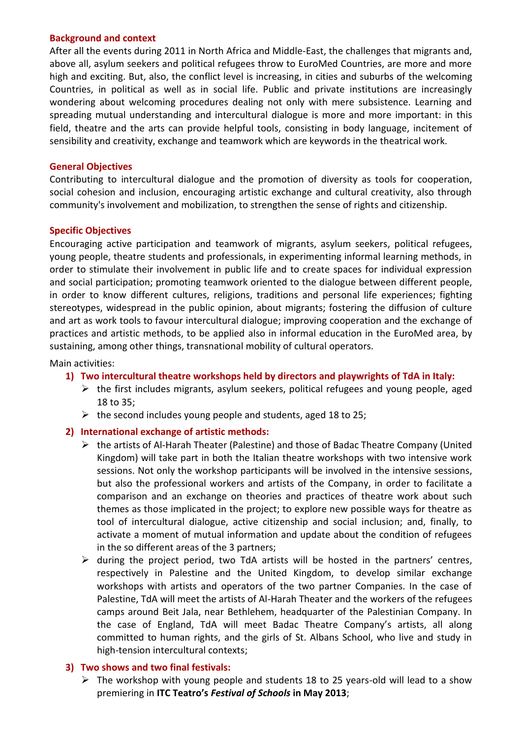### Background and context

After all the events during 2011 in North Africa and Middle-East, the challenges that migrants and, above all, asylum seekers and political refugees throw to EuroMed Countries, are more and more high and exciting. But, also, the conflict level is increasing, in cities and suburbs of the welcoming Countries, in political as well as in social life. Public and private institutions are increasingly wondering about welcoming procedures dealing not only with mere subsistence. Learning and spreading mutual understanding and intercultural dialogue is more and more important: in this field, theatre and the arts can provide helpful tools, consisting in body language, incitement of sensibility and creativity, exchange and teamwork which are keywords in the theatrical work.

### General Objectives

Contributing to intercultural dialogue and the promotion of diversity as tools for cooperation, social cohesion and inclusion, encouraging artistic exchange and cultural creativity, also through community's involvement and mobilization, to strengthen the sense of rights and citizenship.

### Specific Objectives

Encouraging active participation and teamwork of migrants, asylum seekers, political refugees, young people, theatre students and professionals, in experimenting informal learning methods, in order to stimulate their involvement in public life and to create spaces for individual expression and social participation; promoting teamwork oriented to the dialogue between different people, in order to know different cultures, religions, traditions and personal life experiences; fighting stereotypes, widespread in the public opinion, about migrants; fostering the diffusion of culture and art as work tools to favour intercultural dialogue; improving cooperation and the exchange of practices and artistic methods, to be applied also in informal education in the EuroMed area, by sustaining, among other things, transnational mobility of cultural operators.

Main activities:

1) **Two intercultural theatre workshops held by directors and playwrights of TdA in Italy:**
   - the first includes migrants, asylum seekers, political refugees and young people, aged 18 to 35;
   - the second includes young people and students, aged 18 to 25;
2) **International exchange of artistic methods:**
   - the artists of Al-Harah Theater (Palestine) and those of Badac Theatre Company (United Kingdom) will take part in both the Italian theatre workshops with two intensive work sessions. Not only the workshop participants will be involved in the intensive sessions, but also the professional workers and artists of the Company, in order to facilitate a comparison and an exchange on theories and practices of theatre work about such themes as those implicated in the project; to explore new possible ways for theatre as tool of intercultural dialogue, active citizenship and social inclusion; and, finally, to activate a moment of mutual information and update about the condition of refugees in the so different areas of the 3 partners;
   - during the project period, two TdA artists will be hosted in the partners' centres, respectively in Palestine and the United Kingdom, to develop similar exchange workshops with artists and operators of the two partner Companies. In the case of Palestine, TdA will meet the artists of Al-Harah Theater and the workers of the refugees camps around Beit Jala, near Bethlehem, headquarter of the Palestinian Company. In the case of England, TdA will meet Badac Theatre Company's artists, all along committed to human rights, and the girls of St. Albans School, who live and study in high-tension intercultural contexts;
3) **Two shows and two final festivals:**
   - The workshop with young people and students 18 to 25 years-old will lead to a show premiering in **ITC Teatro's *Festival of Schools* in May 2013**;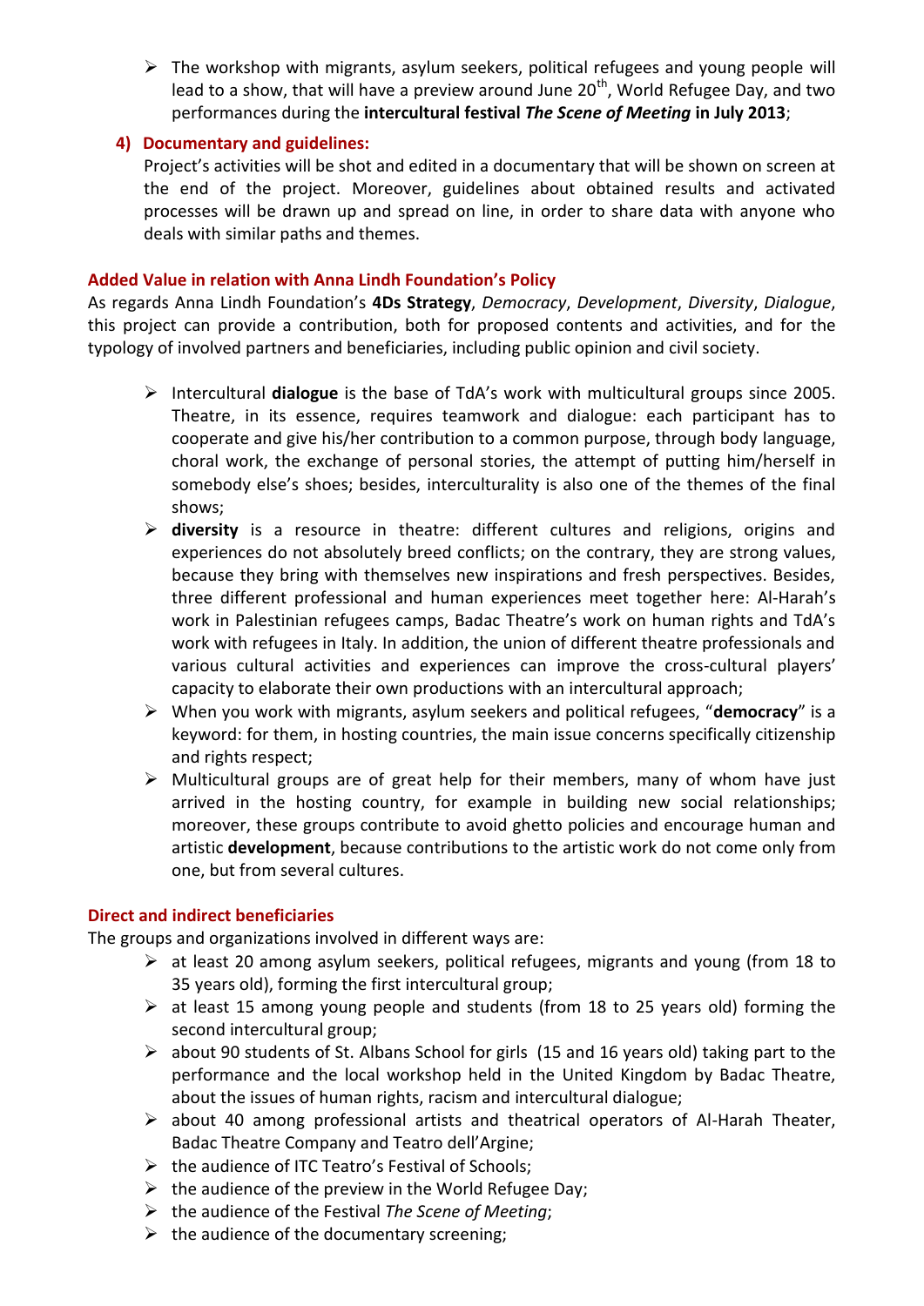- The workshop with migrants, asylum seekers, political refugees and young people will lead to a show, that will have a preview around June 20th, World Refugee Day, and two performances during the **intercultural festival *The Scene of Meeting* in July 2013**;

**4) Documentary and guidelines:**

Project's activities will be shot and edited in a documentary that will be shown on screen at the end of the project. Moreover, guidelines about obtained results and activated processes will be drawn up and spread on line, in order to share data with anyone who deals with similar paths and themes.

### Added Value in relation with Anna Lindh Foundation's Policy

As regards Anna Lindh Foundation's **4Ds Strategy**, *Democracy*, *Development*, *Diversity*, *Dialogue*, this project can provide a contribution, both for proposed contents and activities, and for the typology of involved partners and beneficiaries, including public opinion and civil society.

- Intercultural **dialogue** is the base of TdA's work with multicultural groups since 2005. Theatre, in its essence, requires teamwork and dialogue: each participant has to cooperate and give his/her contribution to a common purpose, through body language, choral work, the exchange of personal stories, the attempt of putting him/herself in somebody else's shoes; besides, interculturality is also one of the themes of the final shows;
- **diversity** is a resource in theatre: different cultures and religions, origins and experiences do not absolutely breed conflicts; on the contrary, they are strong values, because they bring with themselves new inspirations and fresh perspectives. Besides, three different professional and human experiences meet together here: Al-Harah's work in Palestinian refugees camps, Badac Theatre's work on human rights and TdA's work with refugees in Italy. In addition, the union of different theatre professionals and various cultural activities and experiences can improve the cross-cultural players' capacity to elaborate their own productions with an intercultural approach;
- When you work with migrants, asylum seekers and political refugees, "**democracy**" is a keyword: for them, in hosting countries, the main issue concerns specifically citizenship and rights respect;
- Multicultural groups are of great help for their members, many of whom have just arrived in the hosting country, for example in building new social relationships; moreover, these groups contribute to avoid ghetto policies and encourage human and artistic **development**, because contributions to the artistic work do not come only from one, but from several cultures.

### Direct and indirect beneficiaries

The groups and organizations involved in different ways are:

- at least 20 among asylum seekers, political refugees, migrants and young (from 18 to 35 years old), forming the first intercultural group;
- at least 15 among young people and students (from 18 to 25 years old) forming the second intercultural group;
- about 90 students of St. Albans School for girls (15 and 16 years old) taking part to the performance and the local workshop held in the United Kingdom by Badac Theatre, about the issues of human rights, racism and intercultural dialogue;
- about 40 among professional artists and theatrical operators of Al-Harah Theater, Badac Theatre Company and Teatro dell'Argine;
- the audience of ITC Teatro's Festival of Schools;
- the audience of the preview in the World Refugee Day;
- the audience of the Festival *The Scene of Meeting*;
- the audience of the documentary screening;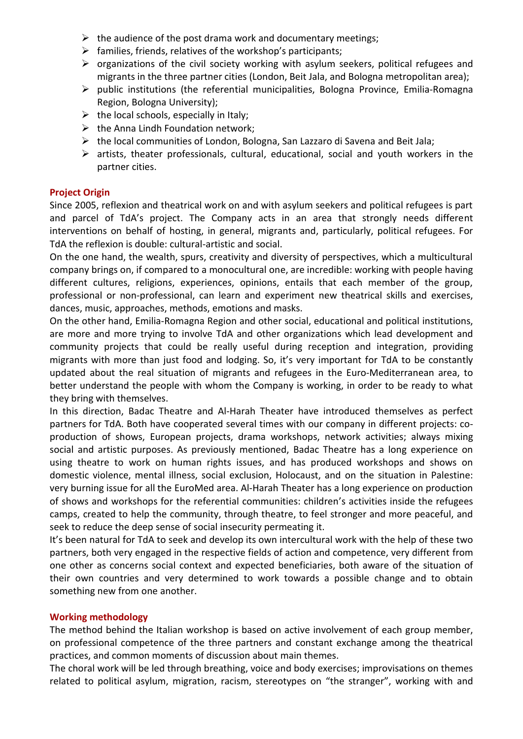- the audience of the post drama work and documentary meetings;
- families, friends, relatives of the workshop's participants;
- organizations of the civil society working with asylum seekers, political refugees and migrants in the three partner cities (London, Beit Jala, and Bologna metropolitan area);
- public institutions (the referential municipalities, Bologna Province, Emilia-Romagna Region, Bologna University);
- the local schools, especially in Italy;
- the Anna Lindh Foundation network;
- the local communities of London, Bologna, San Lazzaro di Savena and Beit Jala;
- artists, theater professionals, cultural, educational, social and youth workers in the partner cities.

## Project Origin

Since 2005, reflexion and theatrical work on and with asylum seekers and political refugees is part and parcel of TdA's project. The Company acts in an area that strongly needs different interventions on behalf of hosting, in general, migrants and, particularly, political refugees. For TdA the reflexion is double: cultural-artistic and social.

On the one hand, the wealth, spurs, creativity and diversity of perspectives, which a multicultural company brings on, if compared to a monocultural one, are incredible: working with people having different cultures, religions, experiences, opinions, entails that each member of the group, professional or non-professional, can learn and experiment new theatrical skills and exercises, dances, music, approaches, methods, emotions and masks.

On the other hand, Emilia-Romagna Region and other social, educational and political institutions, are more and more trying to involve TdA and other organizations which lead development and community projects that could be really useful during reception and integration, providing migrants with more than just food and lodging. So, it's very important for TdA to be constantly updated about the real situation of migrants and refugees in the Euro-Mediterranean area, to better understand the people with whom the Company is working, in order to be ready to what they bring with themselves.

In this direction, Badac Theatre and Al-Harah Theater have introduced themselves as perfect partners for TdA. Both have cooperated several times with our company in different projects: co-production of shows, European projects, drama workshops, network activities; always mixing social and artistic purposes. As previously mentioned, Badac Theatre has a long experience on using theatre to work on human rights issues, and has produced workshops and shows on domestic violence, mental illness, social exclusion, Holocaust, and on the situation in Palestine: very burning issue for all the EuroMed area. Al-Harah Theater has a long experience on production of shows and workshops for the referential communities: children's activities inside the refugees camps, created to help the community, through theatre, to feel stronger and more peaceful, and seek to reduce the deep sense of social insecurity permeating it.

It's been natural for TdA to seek and develop its own intercultural work with the help of these two partners, both very engaged in the respective fields of action and competence, very different from one other as concerns social context and expected beneficiaries, both aware of the situation of their own countries and very determined to work towards a possible change and to obtain something new from one another.

## Working methodology

The method behind the Italian workshop is based on active involvement of each group member, on professional competence of the three partners and constant exchange among the theatrical practices, and common moments of discussion about main themes.

The choral work will be led through breathing, voice and body exercises; improvisations on themes related to political asylum, migration, racism, stereotypes on "the stranger", working with and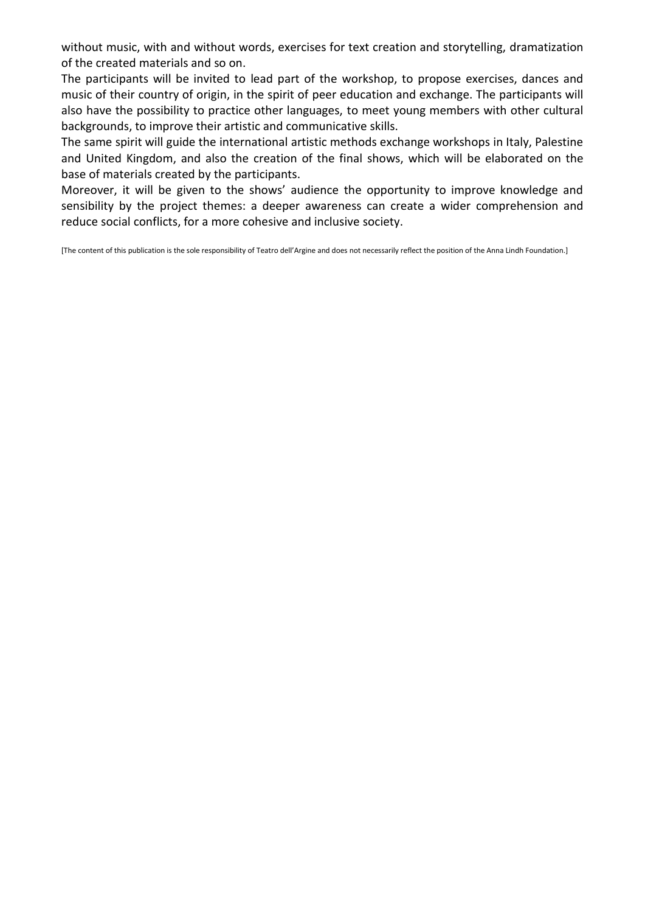without music, with and without words, exercises for text creation and storytelling, dramatization of the created materials and so on.

The participants will be invited to lead part of the workshop, to propose exercises, dances and music of their country of origin, in the spirit of peer education and exchange. The participants will also have the possibility to practice other languages, to meet young members with other cultural backgrounds, to improve their artistic and communicative skills.

The same spirit will guide the international artistic methods exchange workshops in Italy, Palestine and United Kingdom, and also the creation of the final shows, which will be elaborated on the base of materials created by the participants.

Moreover, it will be given to the shows' audience the opportunity to improve knowledge and sensibility by the project themes: a deeper awareness can create a wider comprehension and reduce social conflicts, for a more cohesive and inclusive society.

[The content of this publication is the sole responsibility of Teatro dell'Argine and does not necessarily reflect the position of the Anna Lindh Foundation.]